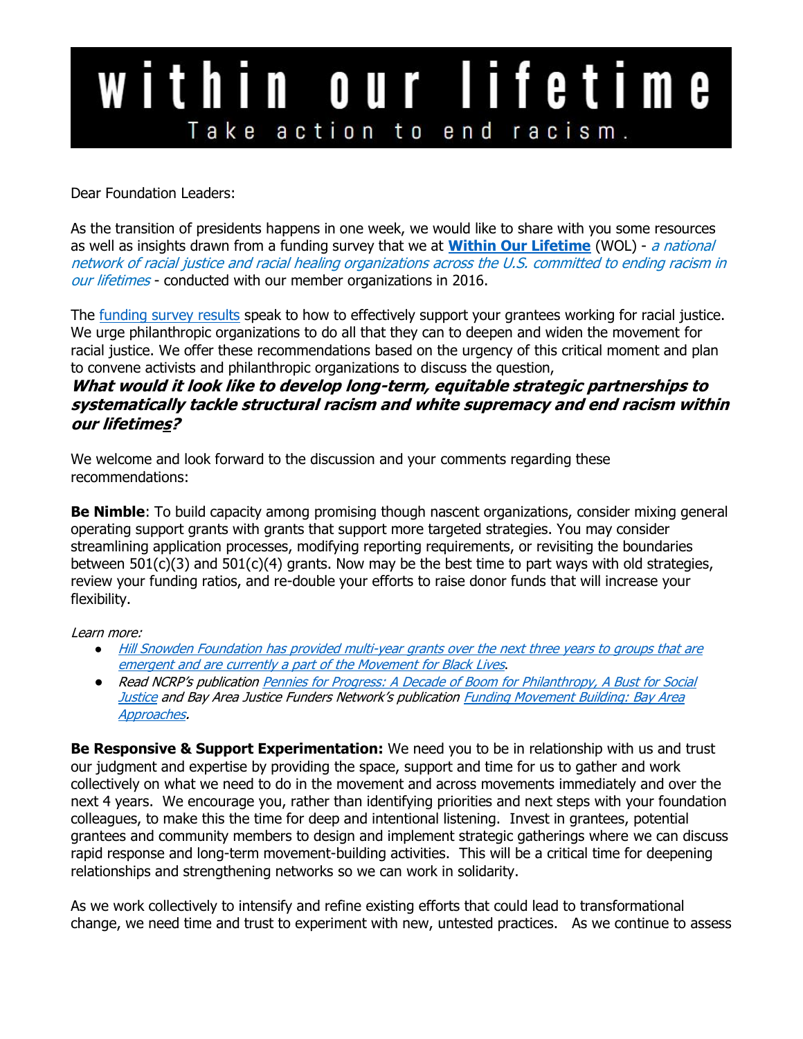# within our lifetime

Take action to end racism.

Dear Foundation Leaders:

As the transition of presidents happens in one week, we would like to share with you some resources as well as insights drawn from a funding survey that we at **Within Our Lifetime** (WOL) - *a national network of racial justice and racial healing organizations across the U.S. committed to ending racism in our lifetimes* - conducted with our member organizations in 2016.

The funding survey results speak to how to effectively support your grantees working for racial justice. We urge philanthropic organizations to do all that they can to deepen and widen the movement for racial justice. We offer these recommendations based on the urgency of this critical moment and plan to convene activists and philanthropic organizations to discuss the question,

***What would it look like to develop long-term, equitable strategic partnerships to systematically tackle structural racism and white supremacy and end racism within our lifetimes?***

We welcome and look forward to the discussion and your comments regarding these recommendations:

**Be Nimble**: To build capacity among promising though nascent organizations, consider mixing general operating support grants with grants that support more targeted strategies. You may consider streamlining application processes, modifying reporting requirements, or revisiting the boundaries between 501(c)(3) and 501(c)(4) grants. Now may be the best time to part ways with old strategies, review your funding ratios, and re-double your efforts to raise donor funds that will increase your flexibility.

*Learn more:*

- *Hill Snowden Foundation has provided multi-year grants over the next three years to groups that are emergent and are currently a part of the Movement for Black Lives.*
- *Read NCRP's publication Pennies for Progress: A Decade of Boom for Philanthropy, A Bust for Social Justice and Bay Area Justice Funders Network's publication Funding Movement Building: Bay Area Approaches.*

**Be Responsive & Support Experimentation:** We need you to be in relationship with us and trust our judgment and expertise by providing the space, support and time for us to gather and work collectively on what we need to do in the movement and across movements immediately and over the next 4 years. We encourage you, rather than identifying priorities and next steps with your foundation colleagues, to make this the time for deep and intentional listening. Invest in grantees, potential grantees and community members to design and implement strategic gatherings where we can discuss rapid response and long-term movement-building activities. This will be a critical time for deepening relationships and strengthening networks so we can work in solidarity.

As we work collectively to intensify and refine existing efforts that could lead to transformational change, we need time and trust to experiment with new, untested practices. As we continue to assess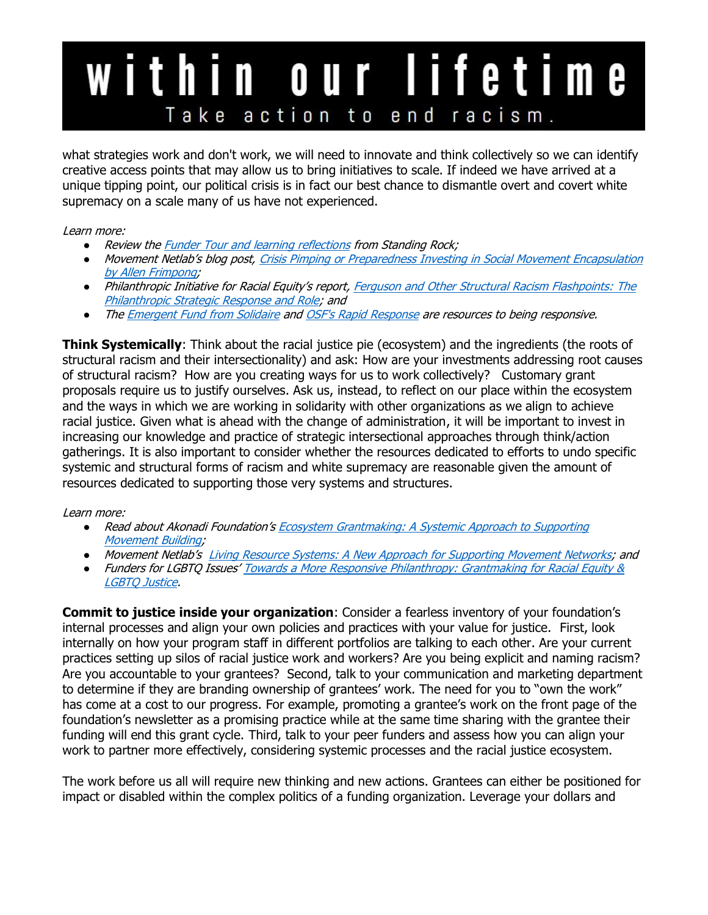what strategies work and don't work, we will need to innovate and think collectively so we can identify creative access points that may allow us to bring initiatives to scale. If indeed we have arrived at a unique tipping point, our political crisis is in fact our best chance to dismantle overt and covert white supremacy on a scale many of us have not experienced.

*Learn more:*

- *Review the Funder Tour and learning reflections from Standing Rock;*
- *Movement Netlab's blog post, Crisis Pimping or Preparedness Investing in Social Movement Encapsulation by Allen Frimpong;*
- *Philanthropic Initiative for Racial Equity's report, Ferguson and Other Structural Racism Flashpoints: The Philanthropic Strategic Response and Role; and*
- *The Emergent Fund from Solidaire and OSF's Rapid Response are resources to being responsive.*

**Think Systemically**: Think about the racial justice pie (ecosystem) and the ingredients (the roots of structural racism and their intersectionality) and ask: How are your investments addressing root causes of structural racism? How are you creating ways for us to work collectively? Customary grant proposals require us to justify ourselves. Ask us, instead, to reflect on our place within the ecosystem and the ways in which we are working in solidarity with other organizations as we align to achieve racial justice. Given what is ahead with the change of administration, it will be important to invest in increasing our knowledge and practice of strategic intersectional approaches through think/action gatherings. It is also important to consider whether the resources dedicated to efforts to undo specific systemic and structural forms of racism and white supremacy are reasonable given the amount of resources dedicated to supporting those very systems and structures.

*Learn more:*

- *Read about Akonadi Foundation's Ecosystem Grantmaking: A Systemic Approach to Supporting Movement Building;*
- *Movement Netlab's Living Resource Systems: A New Approach for Supporting Movement Networks; and*
- *Funders for LGBTQ Issues' Towards a More Responsive Philanthropy: Grantmaking for Racial Equity & LGBTQ Justice.*

**Commit to justice inside your organization**: Consider a fearless inventory of your foundation's internal processes and align your own policies and practices with your value for justice. First, look internally on how your program staff in different portfolios are talking to each other. Are your current practices setting up silos of racial justice work and workers? Are you being explicit and naming racism? Are you accountable to your grantees? Second, talk to your communication and marketing department to determine if they are branding ownership of grantees' work. The need for you to "own the work" has come at a cost to our progress. For example, promoting a grantee's work on the front page of the foundation's newsletter as a promising practice while at the same time sharing with the grantee their funding will end this grant cycle. Third, talk to your peer funders and assess how you can align your work to partner more effectively, considering systemic processes and the racial justice ecosystem.

The work before us all will require new thinking and new actions. Grantees can either be positioned for impact or disabled within the complex politics of a funding organization. Leverage your dollars and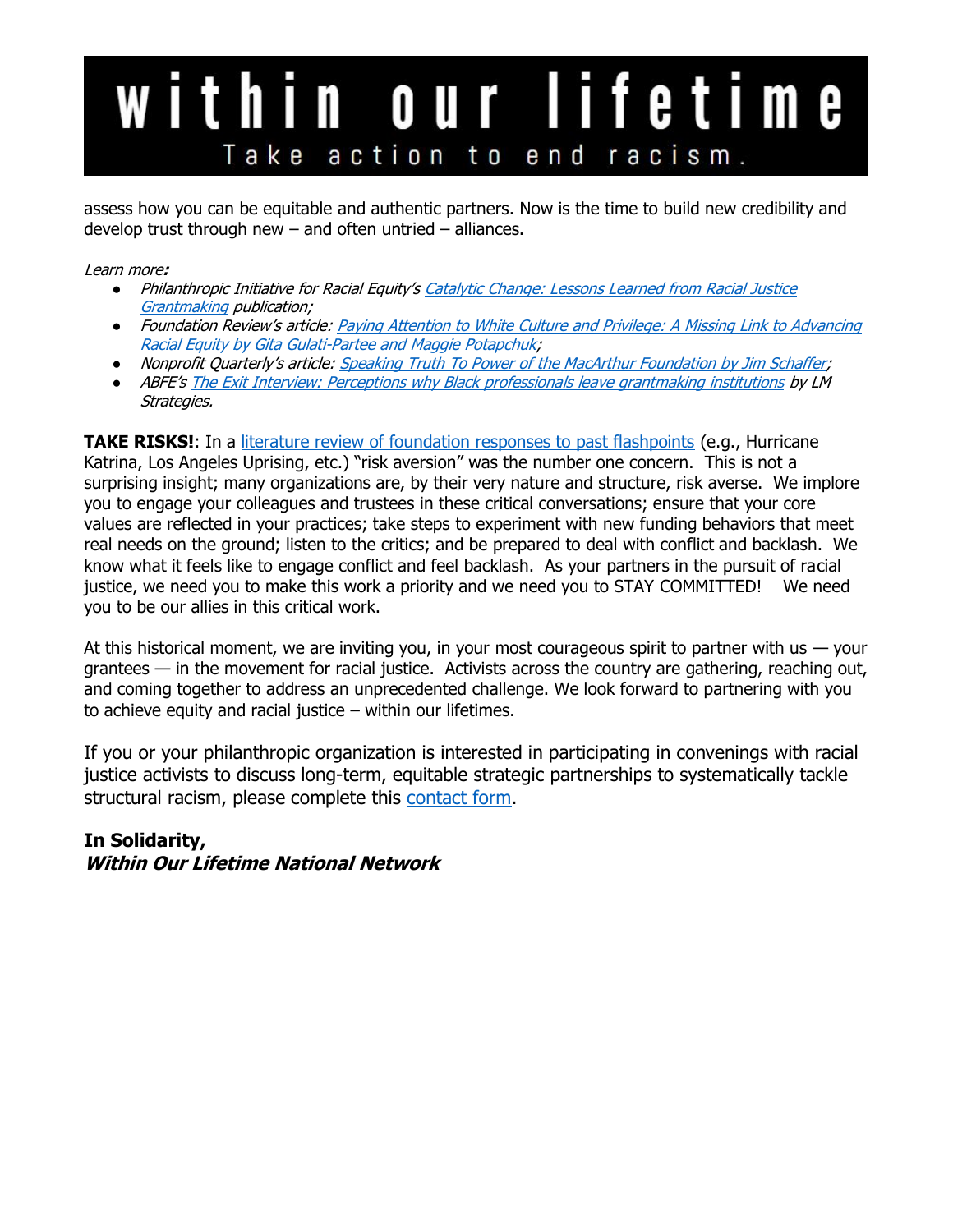assess how you can be equitable and authentic partners. Now is the time to build new credibility and develop trust through new – and often untried – alliances.

*Learn more:*

- *Philanthropic Initiative for Racial Equity's Catalytic Change: Lessons Learned from Racial Justice Grantmaking publication;*
- *Foundation Review's article: Paying Attention to White Culture and Privilege: A Missing Link to Advancing Racial Equity by Gita Gulati-Partee and Maggie Potapchuk;*
- *Nonprofit Quarterly's article: Speaking Truth To Power of the MacArthur Foundation by Jim Schaffer;*
- *ABFE's The Exit Interview: Perceptions why Black professionals leave grantmaking institutions by LM Strategies.*

**TAKE RISKS!**: In a literature review of foundation responses to past flashpoints (e.g., Hurricane Katrina, Los Angeles Uprising, etc.) "risk aversion" was the number one concern. This is not a surprising insight; many organizations are, by their very nature and structure, risk averse. We implore you to engage your colleagues and trustees in these critical conversations; ensure that your core values are reflected in your practices; take steps to experiment with new funding behaviors that meet real needs on the ground; listen to the critics; and be prepared to deal with conflict and backlash. We know what it feels like to engage conflict and feel backlash. As your partners in the pursuit of racial justice, we need you to make this work a priority and we need you to STAY COMMITTED! We need you to be our allies in this critical work.

At this historical moment, we are inviting you, in your most courageous spirit to partner with us — your grantees — in the movement for racial justice. Activists across the country are gathering, reaching out, and coming together to address an unprecedented challenge. We look forward to partnering with you to achieve equity and racial justice – within our lifetimes.

If you or your philanthropic organization is interested in participating in convenings with racial justice activists to discuss long-term, equitable strategic partnerships to systematically tackle structural racism, please complete this contact form.

**In Solidarity,**
***Within Our Lifetime National Network***